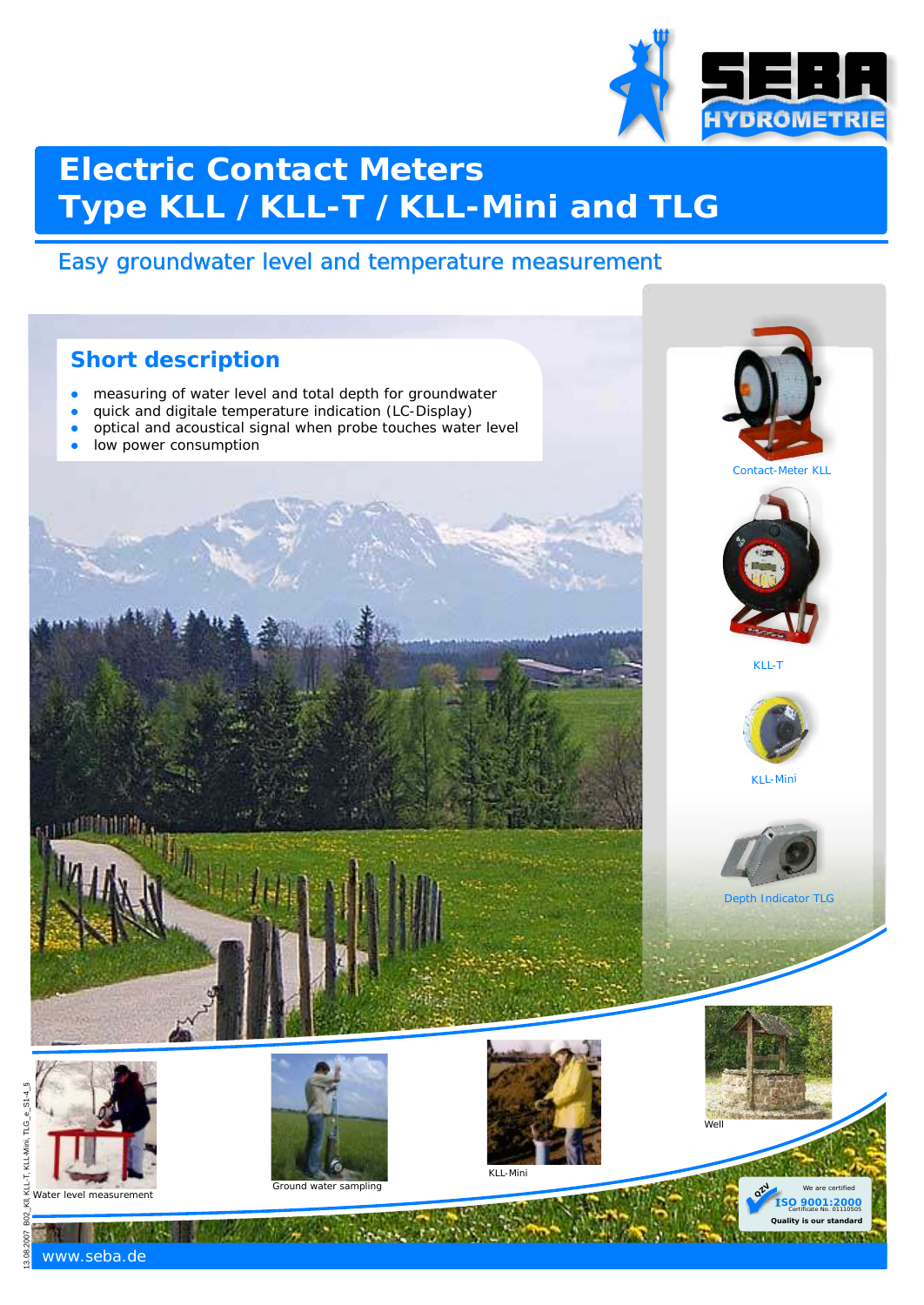# Electric Contact Meters Type KLL / KLL-T / KLL-Mini and TLG

Easy groundwater level and temperature measurement

## Short description

- measuring of water level and total depth for groundwater
- quick and digitale temperature indication (LC-Display)
- optical and acoustical signal when probe touches water level
- low power consumption

Contact-Meter KLL

KLL-T

KLL-Mini

Depth Indicator TLG

Water level measurement

Ground water sampling

KLL-Mini

Well

We are certified ISO 9001:2000 Certificate No. 01110505 Quality is our standard

www.seba.de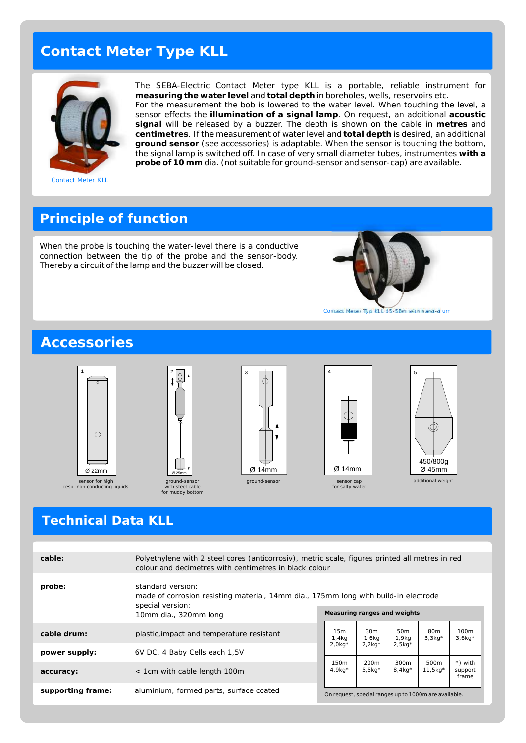# Contact Meter Type KLL

Contact Meter KLL

The SEBA-Electric Contact Meter type KLL is a portable, reliable instrument for **measuring the water level** and **total depth** in boreholes, wells, reservoirs etc.
For the measurement the bob is lowered to the water level. When touching the level, a sensor effects the **illumination of a signal lamp**. On request, an additional **acoustic signal** will be released by a buzzer. The depth is shown on the cable in **metres** and **centimetres**. If the measurement of water level and **total depth** is desired, an additional **ground sensor** (see accessories) is adaptable. When the sensor is touching the bottom, the signal lamp is switched off. In case of very small diameter tubes, instrumentes **with a probe of 10 mm** dia. (not suitable for ground-sensor and sensor-cap) are available.

## Principle of function

When the probe is touching the water-level there is a conductive connection between the tip of the probe and the sensor-body. Thereby a circuit of the lamp and the buzzer will be closed.

Contact Meter Typ KLL 15-50m with hand-drum

## Accessories

1 — Ø 22mm — sensor for high resp. non conducting liquids

2 — Ø 25mm — ground-sensor with steel cable for muddy bottom

3 — Ø 14mm — ground-sensor

4 — Ø 14mm — sensor cap for salty water

5 — 450/800g Ø 45mm — additional weight

## Technical Data KLL

| | |
|---|---|
| **cable:** | Polyethylene with 2 steel cores (anticorrosiv), metric scale, figures printed all metres in red colour and decimetres with centimetres in black colour |
| **probe:** | standard version: made of corrosion resisting material, 14mm dia., 175mm long with build-in electrode<br>special version: 10mm dia., 320mm long |
| **cable drum:** | plastic,impact and temperature resistant |
| **power supply:** | 6V DC, 4 Baby Cells each 1,5V |
| **accuracy:** | < 1cm with cable length 100m |
| **supporting frame:** | aluminium, formed parts, surface coated |

**Measuring ranges and weights**

| 15m | 30m | 50m | 80m | 100m |
|---|---|---|---|---|
| 1,4kg 2,0kg* | 1,6kg 2,2kg* | 1,9kg 2,5kg* | 3,3kg* | 3,6kg* |
| **150m** | **200m** | **300m** | **500m** | |
| 4,9kg* | 5,5kg* | 8,4kg* | 11,5kg* | *) with support frame |

On request, special ranges up to 1000m are available.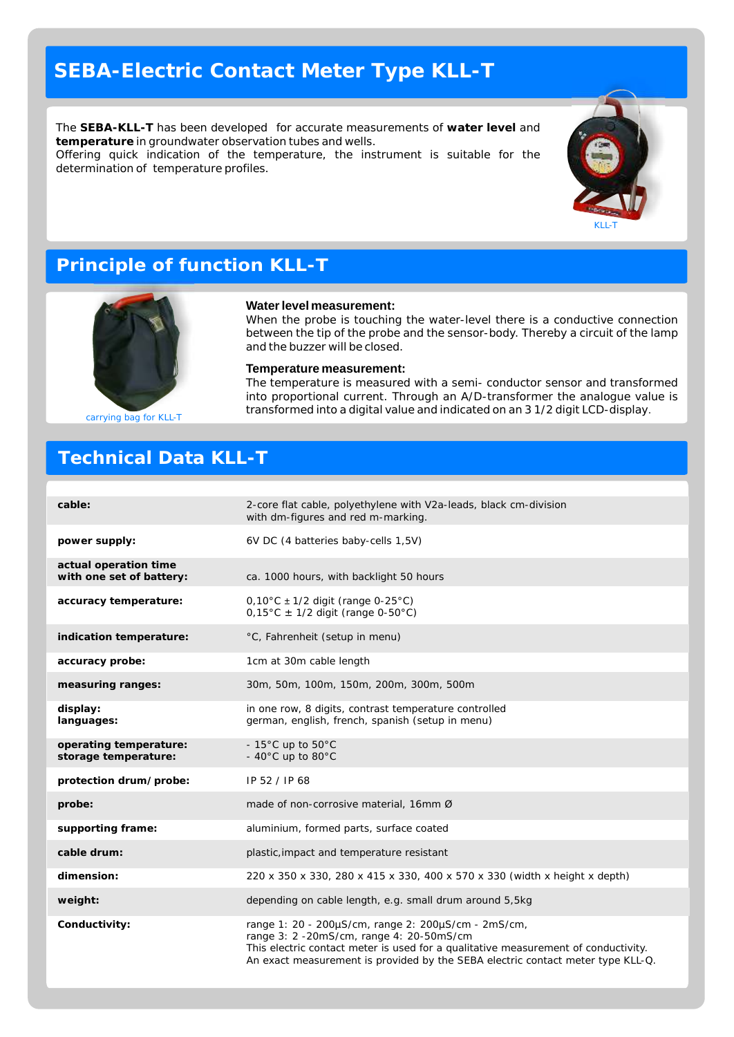# SEBA-Electric Contact Meter Type KLL-T

The **SEBA-KLL-T** has been developed for accurate measurements of **water level** and **temperature** in groundwater observation tubes and wells.
Offering quick indication of the temperature, the instrument is suitable for the determination of temperature profiles.

KLL-T

## Principle of function KLL-T

carrying bag for KLL-T

**Water level measurement:**
When the probe is touching the water-level there is a conductive connection between the tip of the probe and the sensor-body. Thereby a circuit of the lamp and the buzzer will be closed.

**Temperature measurement:**
The temperature is measured with a semi- conductor sensor and transformed into proportional current. Through an A/D-transformer the analogue value is transformed into a digital value and indicated on an 3 1/2 digit LCD-display.

## Technical Data KLL-T

| | |
|---|---|
| **cable:** | 2-core flat cable, polyethylene with V2a-leads, black cm-division with dm-figures and red m-marking. |
| **power supply:** | 6V DC (4 batteries baby-cells 1,5V) |
| **actual operation time with one set of battery:** | ca. 1000 hours, with backlight 50 hours |
| **accuracy temperature:** | 0,10°C ± 1/2 digit (range 0-25°C)<br>0,15°C ± 1/2 digit (range 0-50°C) |
| **indication temperature:** | °C, Fahrenheit (setup in menu) |
| **accuracy probe:** | 1cm at 30m cable length |
| **measuring ranges:** | 30m, 50m, 100m, 150m, 200m, 300m, 500m |
| **display:**<br>**languages:** | in one row, 8 digits, contrast temperature controlled<br>german, english, french, spanish (setup in menu) |
| **operating temperature:**<br>**storage temperature:** | - 15°C up to 50°C<br>- 40°C up to 80°C |
| **protection drum/ probe:** | IP 52 / IP 68 |
| **probe:** | made of non-corrosive material, 16mm Ø |
| **supporting frame:** | aluminium, formed parts, surface coated |
| **cable drum:** | plastic,impact and temperature resistant |
| **dimension:** | 220 x 350 x 330, 280 x 415 x 330, 400 x 570 x 330 (width x height x depth) |
| **weight:** | depending on cable length, e.g. small drum around 5,5kg |
| **Conductivity:** | range 1: 20 - 200µS/cm, range 2: 200µS/cm - 2mS/cm,<br>range 3: 2 -20mS/cm, range 4: 20-50mS/cm<br>This electric contact meter is used for a qualitative measurement of conductivity.<br>An exact measurement is provided by the SEBA electric contact meter type KLL-Q. |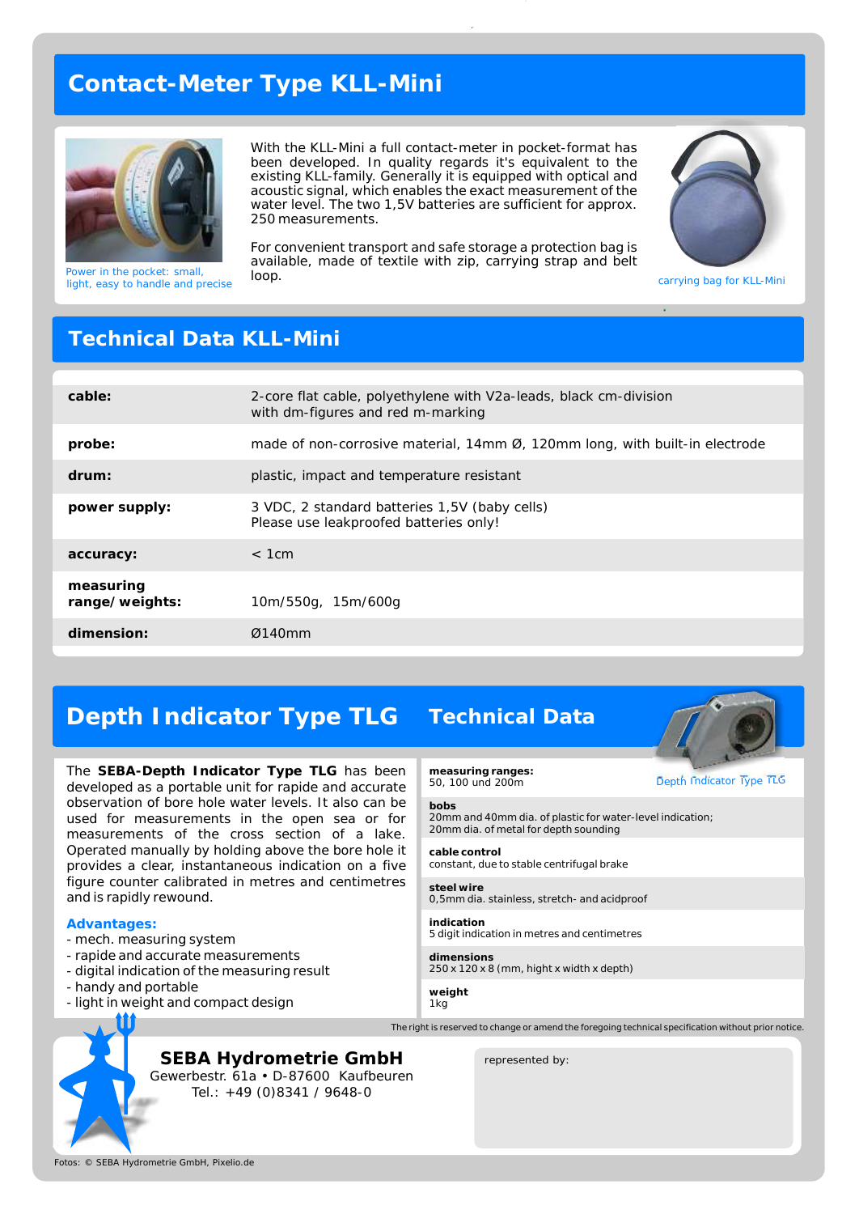# Contact-Meter Type KLL-Mini

Power in the pocket: small, light, easy to handle and precise

With the KLL-Mini a full contact-meter in pocket-format has been developed. In quality regards it's equivalent to the existing KLL-family. Generally it is equipped with optical and acoustic signal, which enables the exact measurement of the water level. The two 1,5V batteries are sufficient for approx. 250 measurements.

For convenient transport and safe storage a protection bag is available, made of textile with zip, carrying strap and belt loop.

carrying bag for KLL-Mini

# Technical Data KLL-Mini

| | |
|---|---|
| **cable:** | 2-core flat cable, polyethylene with V2a-leads, black cm-division with dm-figures and red m-marking |
| **probe:** | made of non-corrosive material, 14mm Ø, 120mm long, with built-in electrode |
| **drum:** | plastic, impact and temperature resistant |
| **power supply:** | 3 VDC, 2 standard batteries 1,5V (baby cells) Please use leakproofed batteries only! |
| **accuracy:** | < 1cm |
| **measuring range/ weights:** | 10m/550g, 15m/600g |
| **dimension:** | Ø140mm |

# Depth Indicator Type TLG

The **SEBA-Depth Indicator Type TLG** has been developed as a portable unit for rapide and accurate observation of bore hole water levels. It also can be used for measurements in the open sea or for measurements of the cross section of a lake. Operated manually by holding above the bore hole it provides a clear, instantaneous indication on a five figure counter calibrated in metres and centimetres and is rapidly rewound.

**Advantages:**

- mech. measuring system
- rapide and accurate measurements
- digital indication of the measuring result
- handy and portable
- light in weight and compact design

## Technical Data

Depth Indicator Type TLG

**measuring ranges:**
50, 100 und 200m

**bobs**
20mm and 40mm dia. of plastic for water-level indication;
20mm dia. of metal for depth sounding

**cable control**
constant, due to stable centrifugal brake

**steel wire**
0,5mm dia. stainless, stretch- and acidproof

**indication**
5 digit indication in metres and centimetres

**dimensions**
250 x 120 x 8 (mm, hight x width x depth)

**weight**
1kg

The right is reserved to change or amend the foregoing technical specification without prior notice.

**SEBA Hydrometrie GmbH**
Gewerbestr. 61a • D-87600 Kaufbeuren
Tel.: +49 (0)8341 / 9648-0

represented by:

Fotos: © SEBA Hydrometrie GmbH, Pixelio.de